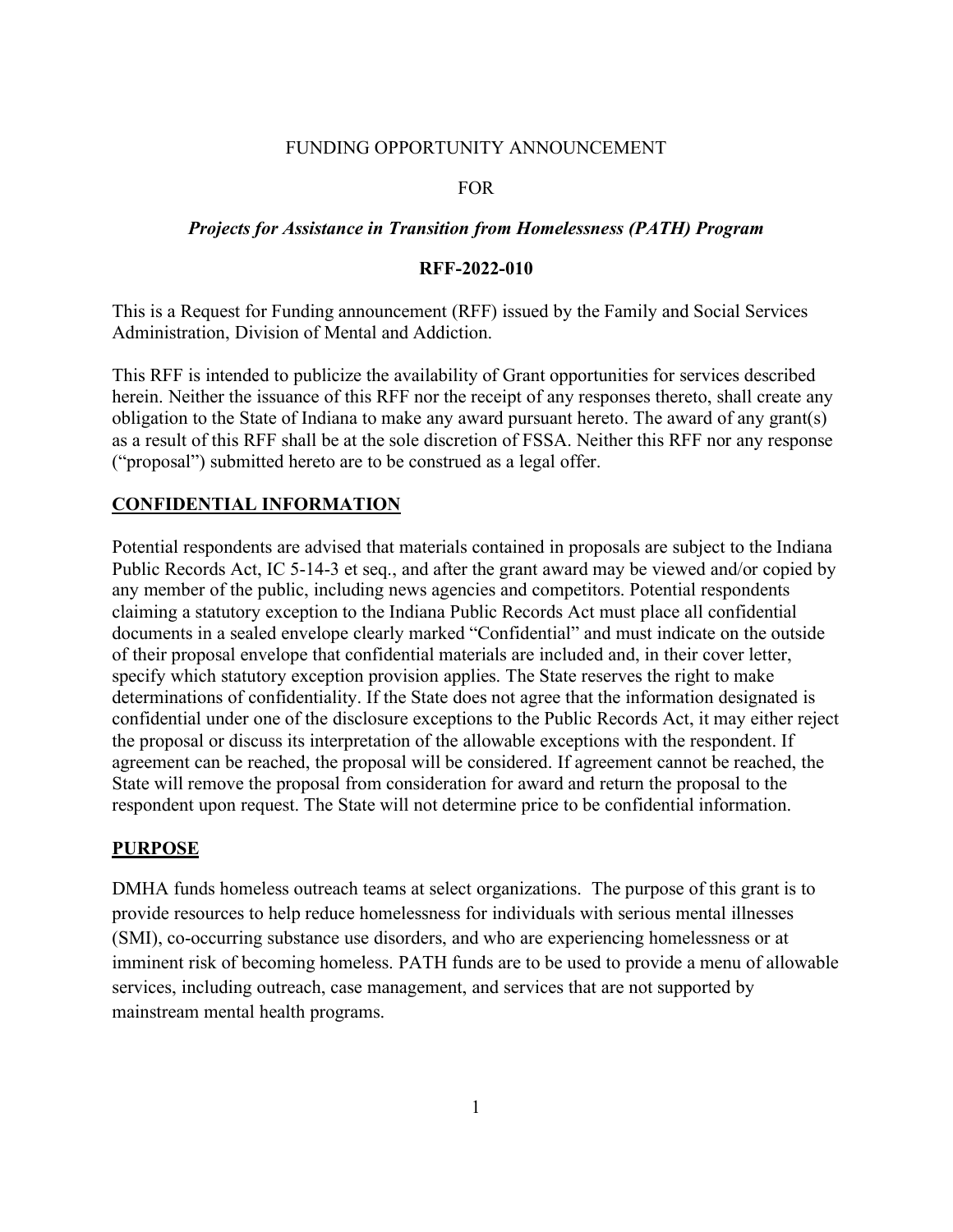FUNDING OPPORTUNITY ANNOUNCEMENT

FOR

***Projects for Assistance in Transition from Homelessness (PATH) Program***

**RFF-2022-010**

This is a Request for Funding announcement (RFF) issued by the Family and Social Services Administration, Division of Mental and Addiction.

This RFF is intended to publicize the availability of Grant opportunities for services described herein. Neither the issuance of this RFF nor the receipt of any responses thereto, shall create any obligation to the State of Indiana to make any award pursuant hereto. The award of any grant(s) as a result of this RFF shall be at the sole discretion of FSSA. Neither this RFF nor any response ("proposal") submitted hereto are to be construed as a legal offer.

## CONFIDENTIAL INFORMATION

Potential respondents are advised that materials contained in proposals are subject to the Indiana Public Records Act, IC 5-14-3 et seq., and after the grant award may be viewed and/or copied by any member of the public, including news agencies and competitors. Potential respondents claiming a statutory exception to the Indiana Public Records Act must place all confidential documents in a sealed envelope clearly marked "Confidential" and must indicate on the outside of their proposal envelope that confidential materials are included and, in their cover letter, specify which statutory exception provision applies. The State reserves the right to make determinations of confidentiality. If the State does not agree that the information designated is confidential under one of the disclosure exceptions to the Public Records Act, it may either reject the proposal or discuss its interpretation of the allowable exceptions with the respondent. If agreement can be reached, the proposal will be considered. If agreement cannot be reached, the State will remove the proposal from consideration for award and return the proposal to the respondent upon request. The State will not determine price to be confidential information.

## PURPOSE

DMHA funds homeless outreach teams at select organizations. The purpose of this grant is to provide resources to help reduce homelessness for individuals with serious mental illnesses (SMI), co-occurring substance use disorders, and who are experiencing homelessness or at imminent risk of becoming homeless. PATH funds are to be used to provide a menu of allowable services, including outreach, case management, and services that are not supported by mainstream mental health programs.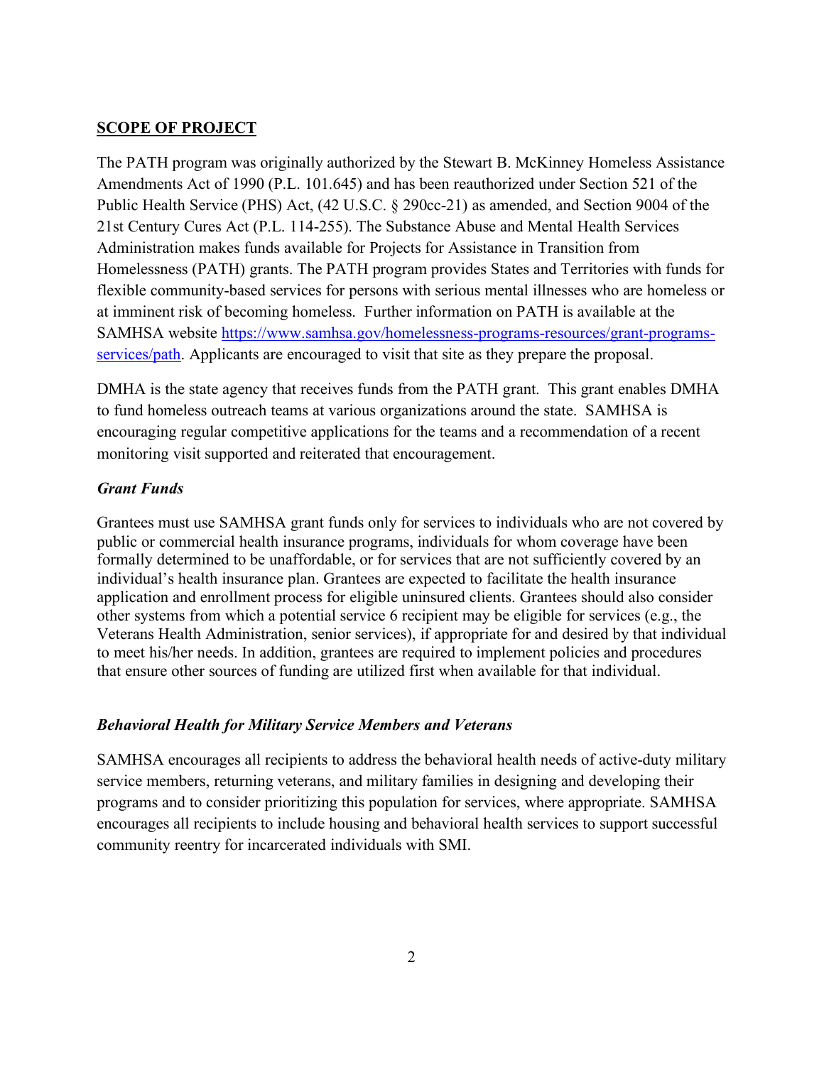## SCOPE OF PROJECT

The PATH program was originally authorized by the Stewart B. McKinney Homeless Assistance Amendments Act of 1990 (P.L. 101.645) and has been reauthorized under Section 521 of the Public Health Service (PHS) Act, (42 U.S.C. § 290cc-21) as amended, and Section 9004 of the 21st Century Cures Act (P.L. 114-255). The Substance Abuse and Mental Health Services Administration makes funds available for Projects for Assistance in Transition from Homelessness (PATH) grants. The PATH program provides States and Territories with funds for flexible community-based services for persons with serious mental illnesses who are homeless or at imminent risk of becoming homeless. Further information on PATH is available at the SAMHSA website [https://www.samhsa.gov/homelessness-programs-resources/grant-programs-services/path](https://www.samhsa.gov/homelessness-programs-resources/grant-programs-services/path). Applicants are encouraged to visit that site as they prepare the proposal.

DMHA is the state agency that receives funds from the PATH grant. This grant enables DMHA to fund homeless outreach teams at various organizations around the state. SAMHSA is encouraging regular competitive applications for the teams and a recommendation of a recent monitoring visit supported and reiterated that encouragement.

### *Grant Funds*

Grantees must use SAMHSA grant funds only for services to individuals who are not covered by public or commercial health insurance programs, individuals for whom coverage have been formally determined to be unaffordable, or for services that are not sufficiently covered by an individual's health insurance plan. Grantees are expected to facilitate the health insurance application and enrollment process for eligible uninsured clients. Grantees should also consider other systems from which a potential service 6 recipient may be eligible for services (e.g., the Veterans Health Administration, senior services), if appropriate for and desired by that individual to meet his/her needs. In addition, grantees are required to implement policies and procedures that ensure other sources of funding are utilized first when available for that individual.

### *Behavioral Health for Military Service Members and Veterans*

SAMHSA encourages all recipients to address the behavioral health needs of active-duty military service members, returning veterans, and military families in designing and developing their programs and to consider prioritizing this population for services, where appropriate. SAMHSA encourages all recipients to include housing and behavioral health services to support successful community reentry for incarcerated individuals with SMI.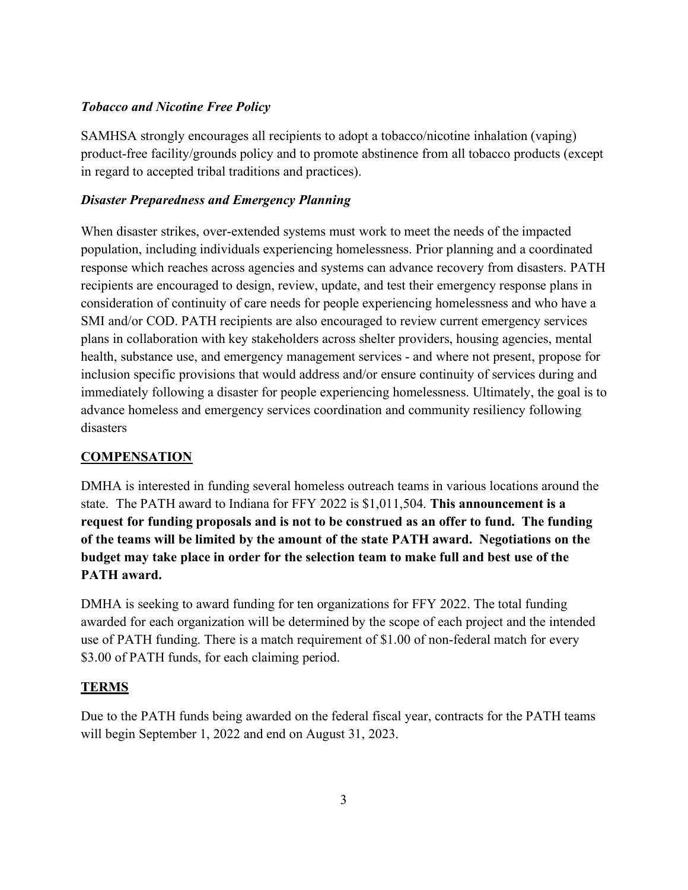***Tobacco and Nicotine Free Policy***

SAMHSA strongly encourages all recipients to adopt a tobacco/nicotine inhalation (vaping) product-free facility/grounds policy and to promote abstinence from all tobacco products (except in regard to accepted tribal traditions and practices).

***Disaster Preparedness and Emergency Planning***

When disaster strikes, over-extended systems must work to meet the needs of the impacted population, including individuals experiencing homelessness. Prior planning and a coordinated response which reaches across agencies and systems can advance recovery from disasters. PATH recipients are encouraged to design, review, update, and test their emergency response plans in consideration of continuity of care needs for people experiencing homelessness and who have a SMI and/or COD. PATH recipients are also encouraged to review current emergency services plans in collaboration with key stakeholders across shelter providers, housing agencies, mental health, substance use, and emergency management services - and where not present, propose for inclusion specific provisions that would address and/or ensure continuity of services during and immediately following a disaster for people experiencing homelessness. Ultimately, the goal is to advance homeless and emergency services coordination and community resiliency following disasters

## COMPENSATION

DMHA is interested in funding several homeless outreach teams in various locations around the state. The PATH award to Indiana for FFY 2022 is $1,011,504. **This announcement is a request for funding proposals and is not to be construed as an offer to fund. The funding of the teams will be limited by the amount of the state PATH award. Negotiations on the budget may take place in order for the selection team to make full and best use of the PATH award.**

DMHA is seeking to award funding for ten organizations for FFY 2022. The total funding awarded for each organization will be determined by the scope of each project and the intended use of PATH funding. There is a match requirement of $1.00 of non-federal match for every $3.00 of PATH funds, for each claiming period.

## TERMS

Due to the PATH funds being awarded on the federal fiscal year, contracts for the PATH teams will begin September 1, 2022 and end on August 31, 2023.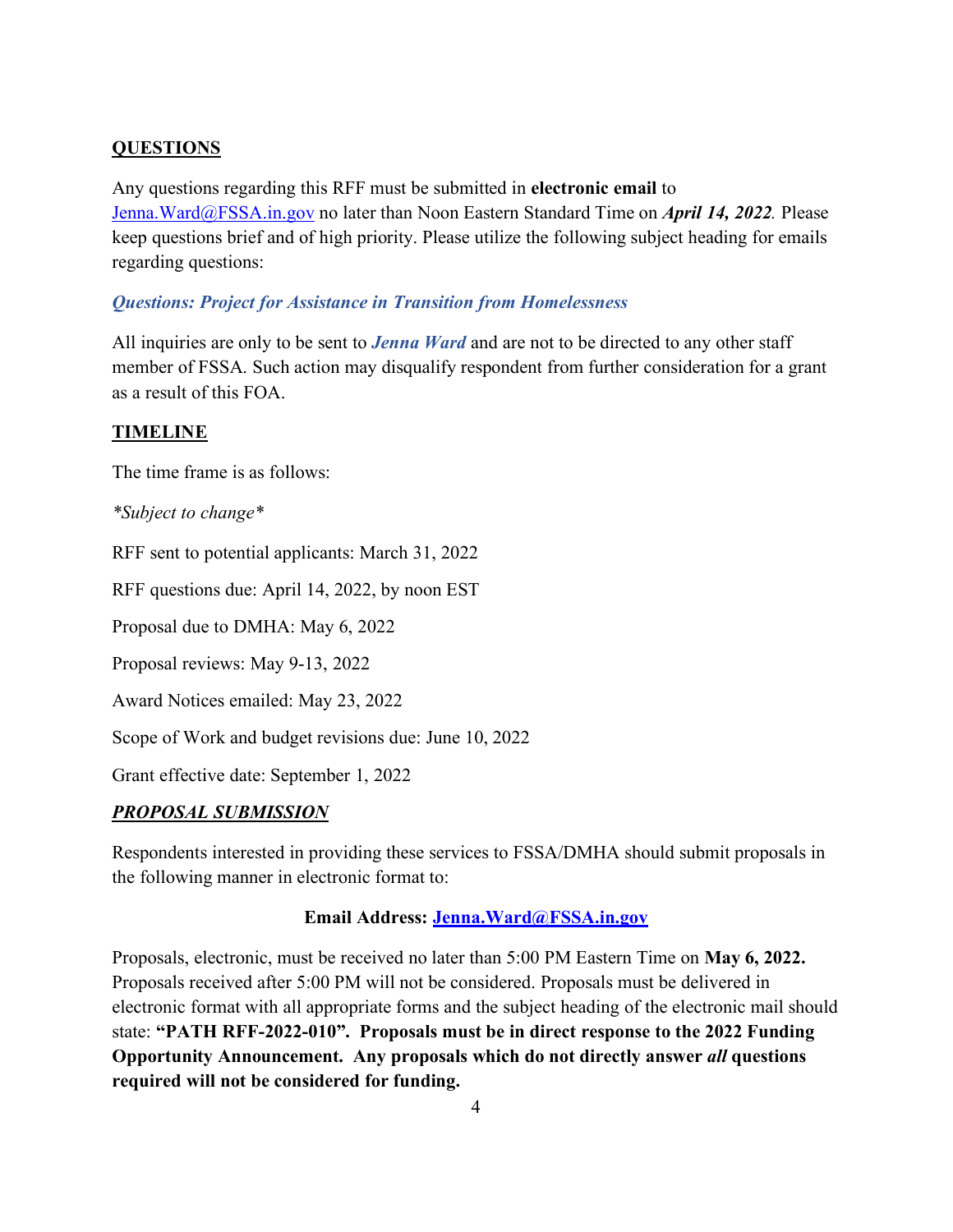## QUESTIONS

Any questions regarding this RFF must be submitted in **electronic email** to Jenna.Ward@FSSA.in.gov no later than Noon Eastern Standard Time on ***April 14, 2022.*** Please keep questions brief and of high priority. Please utilize the following subject heading for emails regarding questions:

***Questions: Project for Assistance in Transition from Homelessness***

All inquiries are only to be sent to ***Jenna Ward*** and are not to be directed to any other staff member of FSSA. Such action may disqualify respondent from further consideration for a grant as a result of this FOA.

## TIMELINE

The time frame is as follows:

*\*Subject to change\**

RFF sent to potential applicants: March 31, 2022

RFF questions due: April 14, 2022, by noon EST

Proposal due to DMHA: May 6, 2022

Proposal reviews: May 9-13, 2022

Award Notices emailed: May 23, 2022

Scope of Work and budget revisions due: June 10, 2022

Grant effective date: September 1, 2022

## ***PROPOSAL SUBMISSION***

Respondents interested in providing these services to FSSA/DMHA should submit proposals in the following manner in electronic format to:

**Email Address: Jenna.Ward@FSSA.in.gov**

Proposals, electronic, must be received no later than 5:00 PM Eastern Time on **May 6, 2022.** Proposals received after 5:00 PM will not be considered. Proposals must be delivered in electronic format with all appropriate forms and the subject heading of the electronic mail should state: **"PATH RFF-2022-010". Proposals must be in direct response to the 2022 Funding Opportunity Announcement. Any proposals which do not directly answer *all* questions required will not be considered for funding.**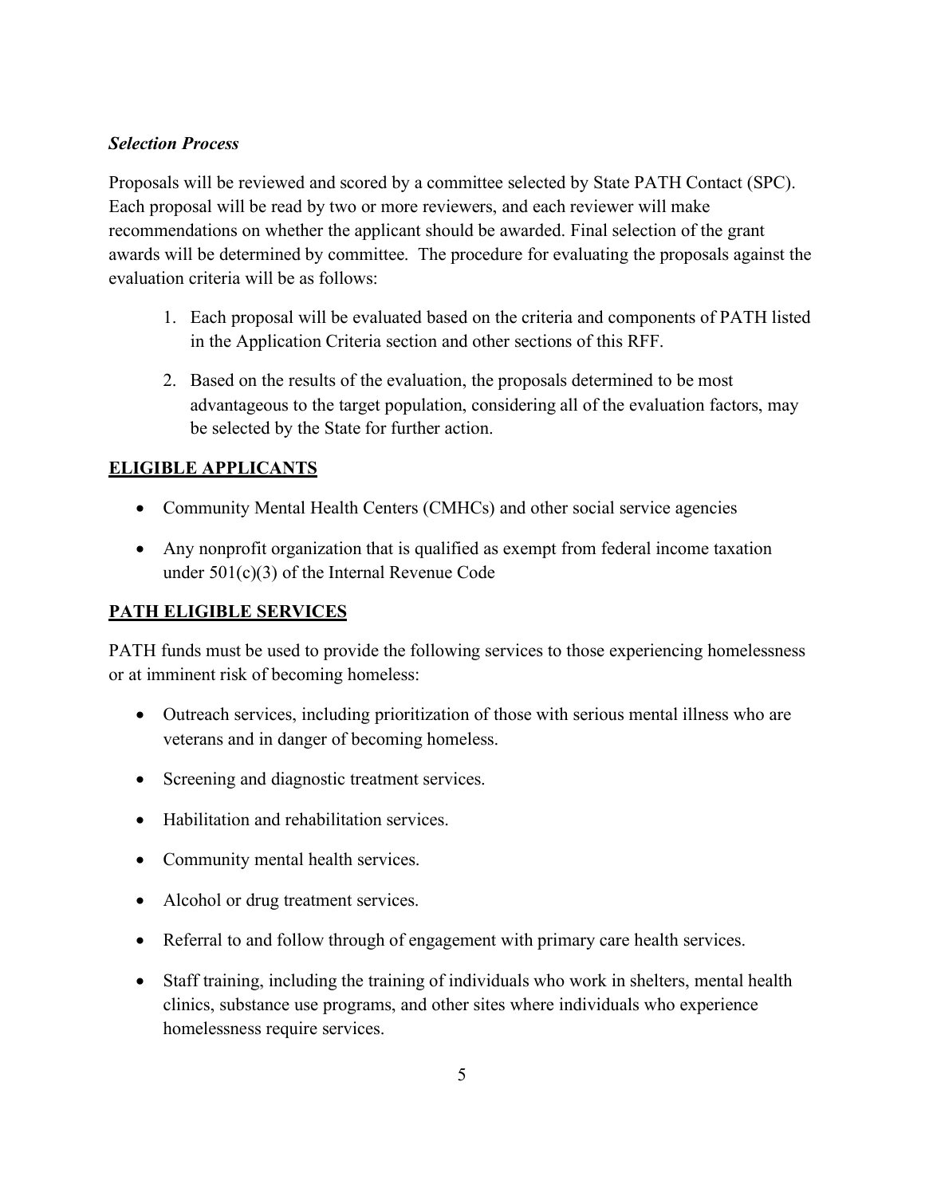### *Selection Process*

Proposals will be reviewed and scored by a committee selected by State PATH Contact (SPC). Each proposal will be read by two or more reviewers, and each reviewer will make recommendations on whether the applicant should be awarded. Final selection of the grant awards will be determined by committee. The procedure for evaluating the proposals against the evaluation criteria will be as follows:

1. Each proposal will be evaluated based on the criteria and components of PATH listed in the Application Criteria section and other sections of this RFF.
2. Based on the results of the evaluation, the proposals determined to be most advantageous to the target population, considering all of the evaluation factors, may be selected by the State for further action.

## ELIGIBLE APPLICANTS

- Community Mental Health Centers (CMHCs) and other social service agencies
- Any nonprofit organization that is qualified as exempt from federal income taxation under 501(c)(3) of the Internal Revenue Code

## PATH ELIGIBLE SERVICES

PATH funds must be used to provide the following services to those experiencing homelessness or at imminent risk of becoming homeless:

- Outreach services, including prioritization of those with serious mental illness who are veterans and in danger of becoming homeless.
- Screening and diagnostic treatment services.
- Habilitation and rehabilitation services.
- Community mental health services.
- Alcohol or drug treatment services.
- Referral to and follow through of engagement with primary care health services.
- Staff training, including the training of individuals who work in shelters, mental health clinics, substance use programs, and other sites where individuals who experience homelessness require services.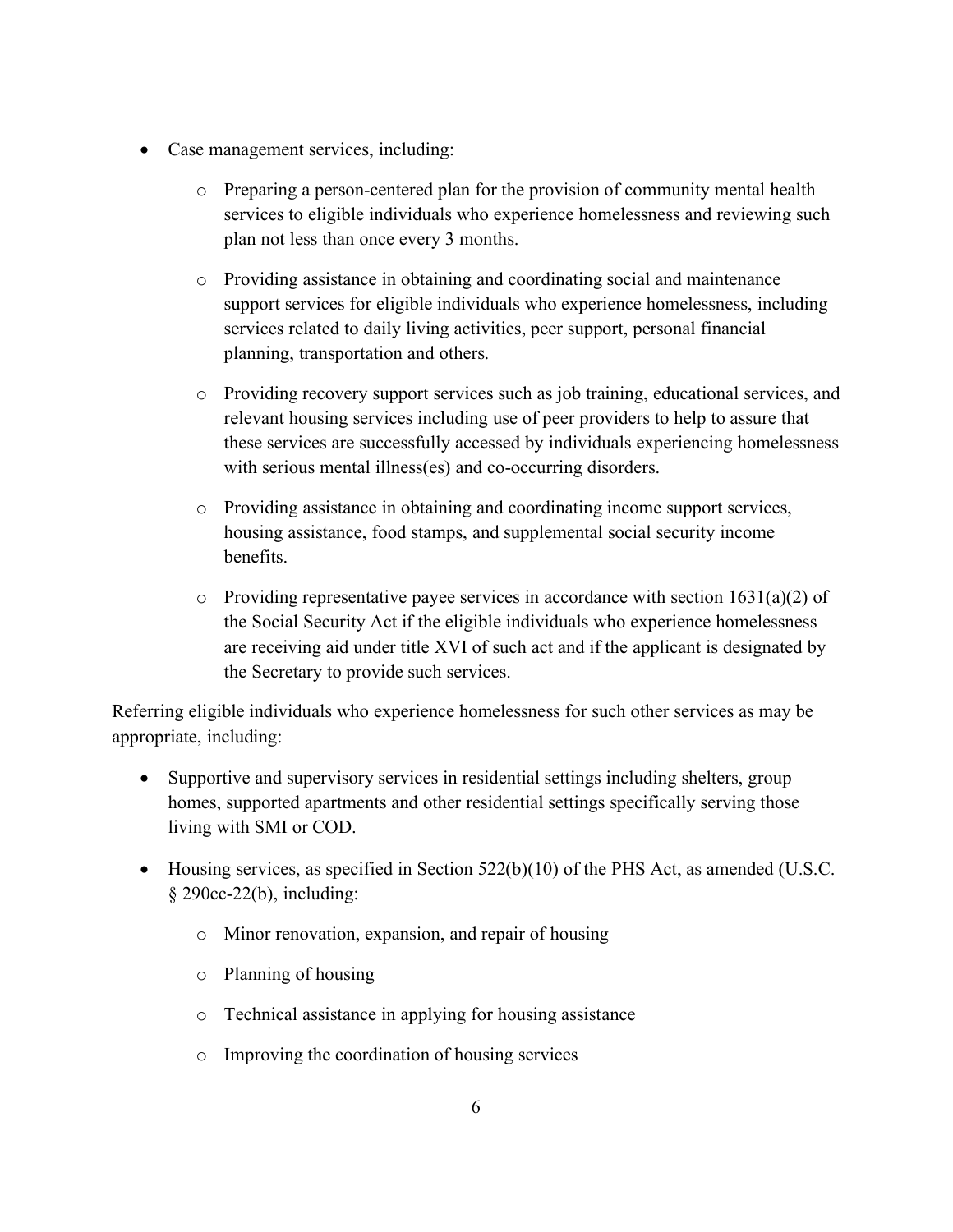- Case management services, including:
    - Preparing a person-centered plan for the provision of community mental health services to eligible individuals who experience homelessness and reviewing such plan not less than once every 3 months.
    - Providing assistance in obtaining and coordinating social and maintenance support services for eligible individuals who experience homelessness, including services related to daily living activities, peer support, personal financial planning, transportation and others.
    - Providing recovery support services such as job training, educational services, and relevant housing services including use of peer providers to help to assure that these services are successfully accessed by individuals experiencing homelessness with serious mental illness(es) and co-occurring disorders.
    - Providing assistance in obtaining and coordinating income support services, housing assistance, food stamps, and supplemental social security income benefits.
    - Providing representative payee services in accordance with section 1631(a)(2) of the Social Security Act if the eligible individuals who experience homelessness are receiving aid under title XVI of such act and if the applicant is designated by the Secretary to provide such services.

Referring eligible individuals who experience homelessness for such other services as may be appropriate, including:

- Supportive and supervisory services in residential settings including shelters, group homes, supported apartments and other residential settings specifically serving those living with SMI or COD.
- Housing services, as specified in Section 522(b)(10) of the PHS Act, as amended (U.S.C. § 290cc-22(b), including:
    - Minor renovation, expansion, and repair of housing
    - Planning of housing
    - Technical assistance in applying for housing assistance
    - Improving the coordination of housing services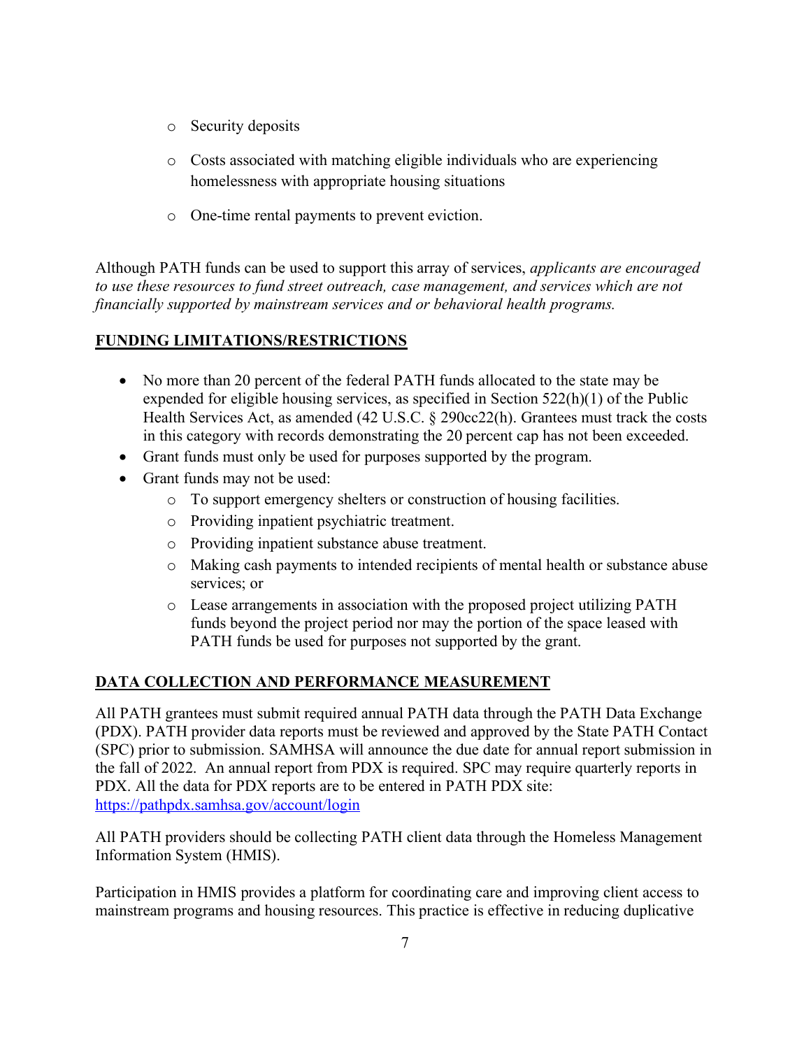- Security deposits
- Costs associated with matching eligible individuals who are experiencing homelessness with appropriate housing situations
- One-time rental payments to prevent eviction.

Although PATH funds can be used to support this array of services, *applicants are encouraged to use these resources to fund street outreach, case management, and services which are not financially supported by mainstream services and or behavioral health programs.*

## FUNDING LIMITATIONS/RESTRICTIONS

- No more than 20 percent of the federal PATH funds allocated to the state may be expended for eligible housing services, as specified in Section 522(h)(1) of the Public Health Services Act, as amended (42 U.S.C. § 290cc22(h). Grantees must track the costs in this category with records demonstrating the 20 percent cap has not been exceeded.
- Grant funds must only be used for purposes supported by the program.
- Grant funds may not be used:
    - To support emergency shelters or construction of housing facilities.
    - Providing inpatient psychiatric treatment.
    - Providing inpatient substance abuse treatment.
    - Making cash payments to intended recipients of mental health or substance abuse services; or
    - Lease arrangements in association with the proposed project utilizing PATH funds beyond the project period nor may the portion of the space leased with PATH funds be used for purposes not supported by the grant.

## DATA COLLECTION AND PERFORMANCE MEASUREMENT

All PATH grantees must submit required annual PATH data through the PATH Data Exchange (PDX). PATH provider data reports must be reviewed and approved by the State PATH Contact (SPC) prior to submission. SAMHSA will announce the due date for annual report submission in the fall of 2022. An annual report from PDX is required. SPC may require quarterly reports in PDX. All the data for PDX reports are to be entered in PATH PDX site: https://pathpdx.samhsa.gov/account/login

All PATH providers should be collecting PATH client data through the Homeless Management Information System (HMIS).

Participation in HMIS provides a platform for coordinating care and improving client access to mainstream programs and housing resources. This practice is effective in reducing duplicative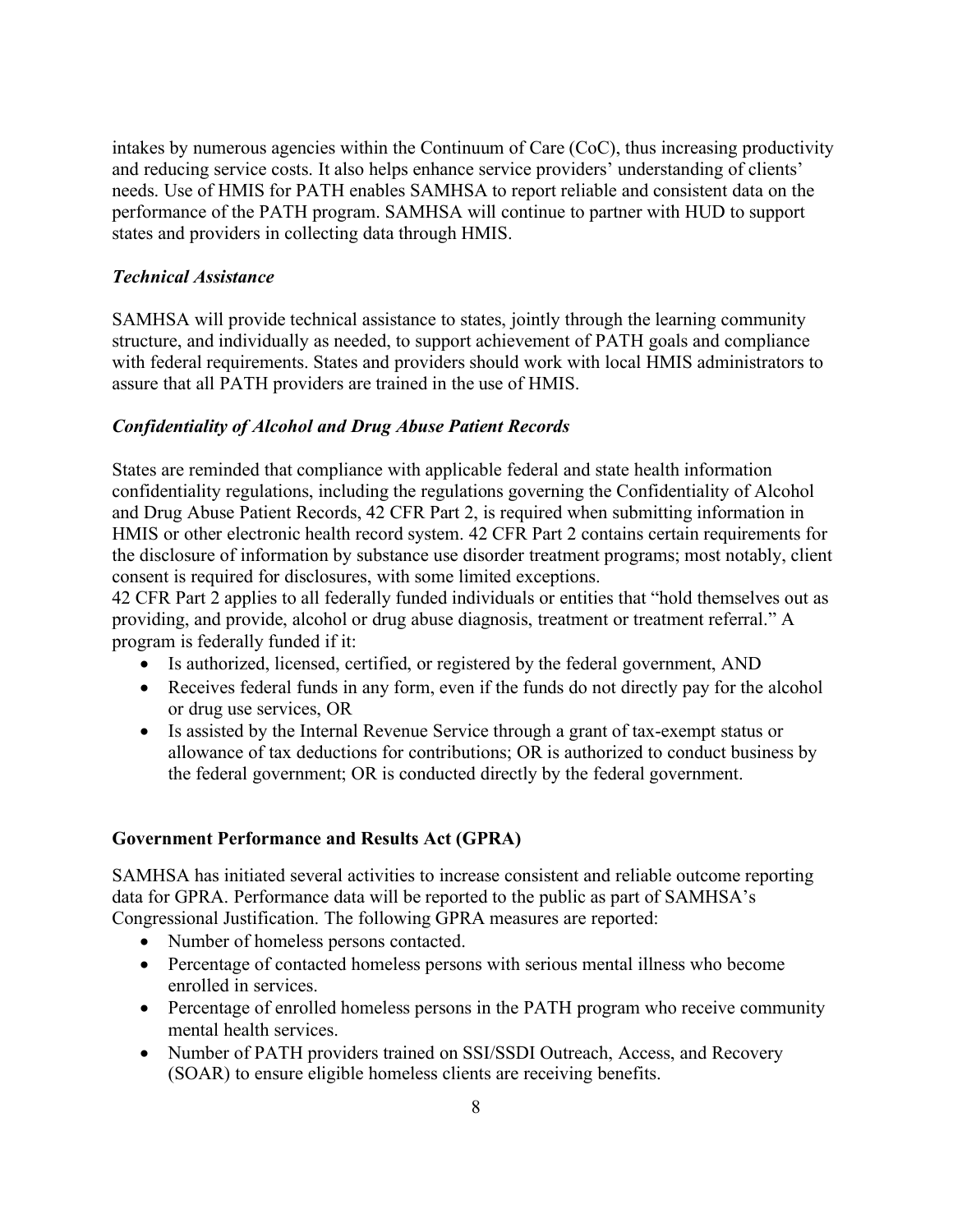intakes by numerous agencies within the Continuum of Care (CoC), thus increasing productivity and reducing service costs. It also helps enhance service providers' understanding of clients' needs. Use of HMIS for PATH enables SAMHSA to report reliable and consistent data on the performance of the PATH program. SAMHSA will continue to partner with HUD to support states and providers in collecting data through HMIS.

### *Technical Assistance*

SAMHSA will provide technical assistance to states, jointly through the learning community structure, and individually as needed, to support achievement of PATH goals and compliance with federal requirements. States and providers should work with local HMIS administrators to assure that all PATH providers are trained in the use of HMIS.

### *Confidentiality of Alcohol and Drug Abuse Patient Records*

States are reminded that compliance with applicable federal and state health information confidentiality regulations, including the regulations governing the Confidentiality of Alcohol and Drug Abuse Patient Records, 42 CFR Part 2, is required when submitting information in HMIS or other electronic health record system. 42 CFR Part 2 contains certain requirements for the disclosure of information by substance use disorder treatment programs; most notably, client consent is required for disclosures, with some limited exceptions.

42 CFR Part 2 applies to all federally funded individuals or entities that "hold themselves out as providing, and provide, alcohol or drug abuse diagnosis, treatment or treatment referral." A program is federally funded if it:

- Is authorized, licensed, certified, or registered by the federal government, AND
- Receives federal funds in any form, even if the funds do not directly pay for the alcohol or drug use services, OR
- Is assisted by the Internal Revenue Service through a grant of tax-exempt status or allowance of tax deductions for contributions; OR is authorized to conduct business by the federal government; OR is conducted directly by the federal government.

## Government Performance and Results Act (GPRA)

SAMHSA has initiated several activities to increase consistent and reliable outcome reporting data for GPRA. Performance data will be reported to the public as part of SAMHSA's Congressional Justification. The following GPRA measures are reported:

- Number of homeless persons contacted.
- Percentage of contacted homeless persons with serious mental illness who become enrolled in services.
- Percentage of enrolled homeless persons in the PATH program who receive community mental health services.
- Number of PATH providers trained on SSI/SSDI Outreach, Access, and Recovery (SOAR) to ensure eligible homeless clients are receiving benefits.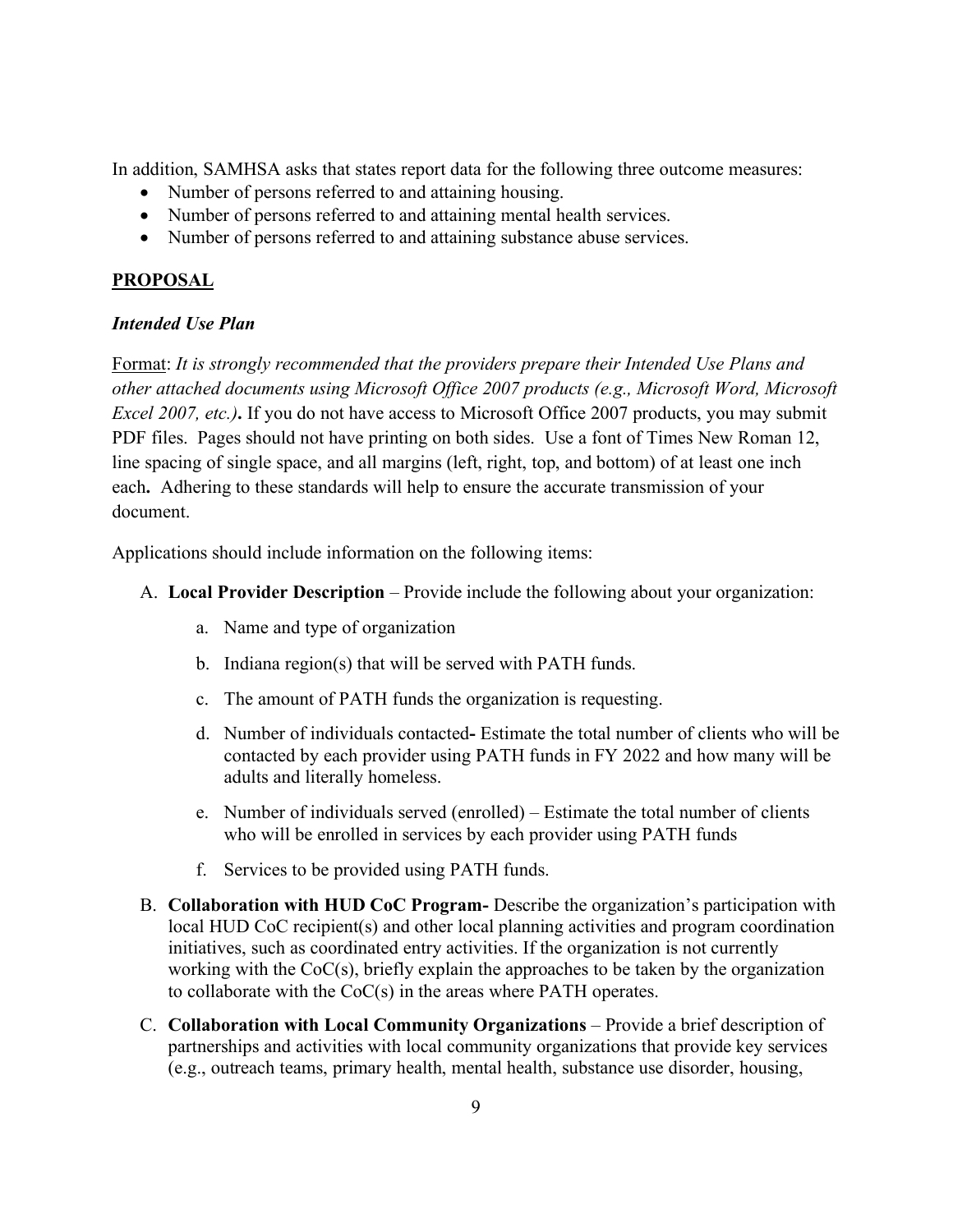In addition, SAMHSA asks that states report data for the following three outcome measures:

- Number of persons referred to and attaining housing.
- Number of persons referred to and attaining mental health services.
- Number of persons referred to and attaining substance abuse services.

## PROPOSAL

### *Intended Use Plan*

Format: *It is strongly recommended that the providers prepare their Intended Use Plans and other attached documents using Microsoft Office 2007 products (e.g., Microsoft Word, Microsoft Excel 2007, etc.)***.** If you do not have access to Microsoft Office 2007 products, you may submit PDF files. Pages should not have printing on both sides. Use a font of Times New Roman 12, line spacing of single space, and all margins (left, right, top, and bottom) of at least one inch each**.** Adhering to these standards will help to ensure the accurate transmission of your document.

Applications should include information on the following items:

A. **Local Provider Description** – Provide include the following about your organization:

   a. Name and type of organization

   b. Indiana region(s) that will be served with PATH funds.

   c. The amount of PATH funds the organization is requesting.

   d. Number of individuals contacted**-** Estimate the total number of clients who will be contacted by each provider using PATH funds in FY 2022 and how many will be adults and literally homeless.

   e. Number of individuals served (enrolled) – Estimate the total number of clients who will be enrolled in services by each provider using PATH funds

   f. Services to be provided using PATH funds.

B. **Collaboration with HUD CoC Program-** Describe the organization's participation with local HUD CoC recipient(s) and other local planning activities and program coordination initiatives, such as coordinated entry activities. If the organization is not currently working with the CoC(s), briefly explain the approaches to be taken by the organization to collaborate with the CoC(s) in the areas where PATH operates.

C. **Collaboration with Local Community Organizations** – Provide a brief description of partnerships and activities with local community organizations that provide key services (e.g., outreach teams, primary health, mental health, substance use disorder, housing,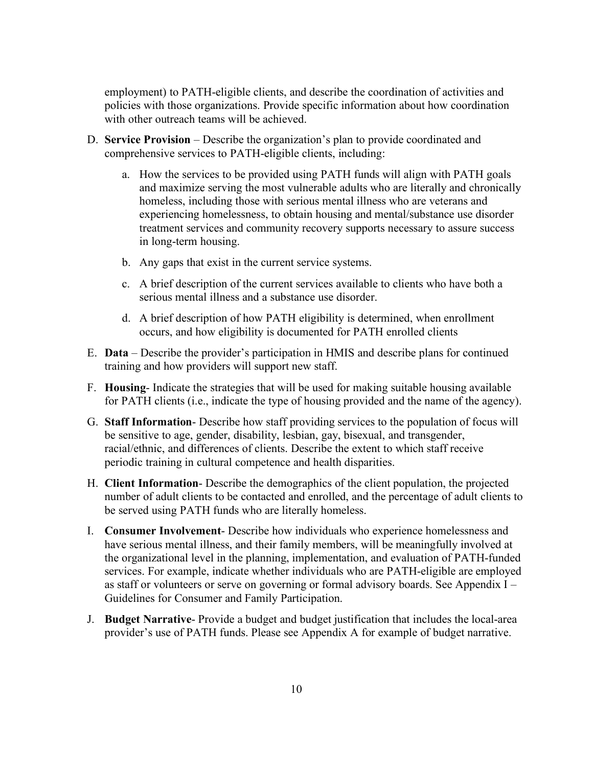employment) to PATH-eligible clients, and describe the coordination of activities and policies with those organizations. Provide specific information about how coordination with other outreach teams will be achieved.

D. **Service Provision** – Describe the organization's plan to provide coordinated and comprehensive services to PATH-eligible clients, including:

   a. How the services to be provided using PATH funds will align with PATH goals and maximize serving the most vulnerable adults who are literally and chronically homeless, including those with serious mental illness who are veterans and experiencing homelessness, to obtain housing and mental/substance use disorder treatment services and community recovery supports necessary to assure success in long-term housing.

   b. Any gaps that exist in the current service systems.

   c. A brief description of the current services available to clients who have both a serious mental illness and a substance use disorder.

   d. A brief description of how PATH eligibility is determined, when enrollment occurs, and how eligibility is documented for PATH enrolled clients

E. **Data** – Describe the provider's participation in HMIS and describe plans for continued training and how providers will support new staff.

F. **Housing**- Indicate the strategies that will be used for making suitable housing available for PATH clients (i.e., indicate the type of housing provided and the name of the agency).

G. **Staff Information**- Describe how staff providing services to the population of focus will be sensitive to age, gender, disability, lesbian, gay, bisexual, and transgender, racial/ethnic, and differences of clients. Describe the extent to which staff receive periodic training in cultural competence and health disparities.

H. **Client Information**- Describe the demographics of the client population, the projected number of adult clients to be contacted and enrolled, and the percentage of adult clients to be served using PATH funds who are literally homeless.

I. **Consumer Involvement**- Describe how individuals who experience homelessness and have serious mental illness, and their family members, will be meaningfully involved at the organizational level in the planning, implementation, and evaluation of PATH-funded services. For example, indicate whether individuals who are PATH-eligible are employed as staff or volunteers or serve on governing or formal advisory boards. See Appendix I – Guidelines for Consumer and Family Participation.

J. **Budget Narrative**- Provide a budget and budget justification that includes the local-area provider's use of PATH funds. Please see Appendix A for example of budget narrative.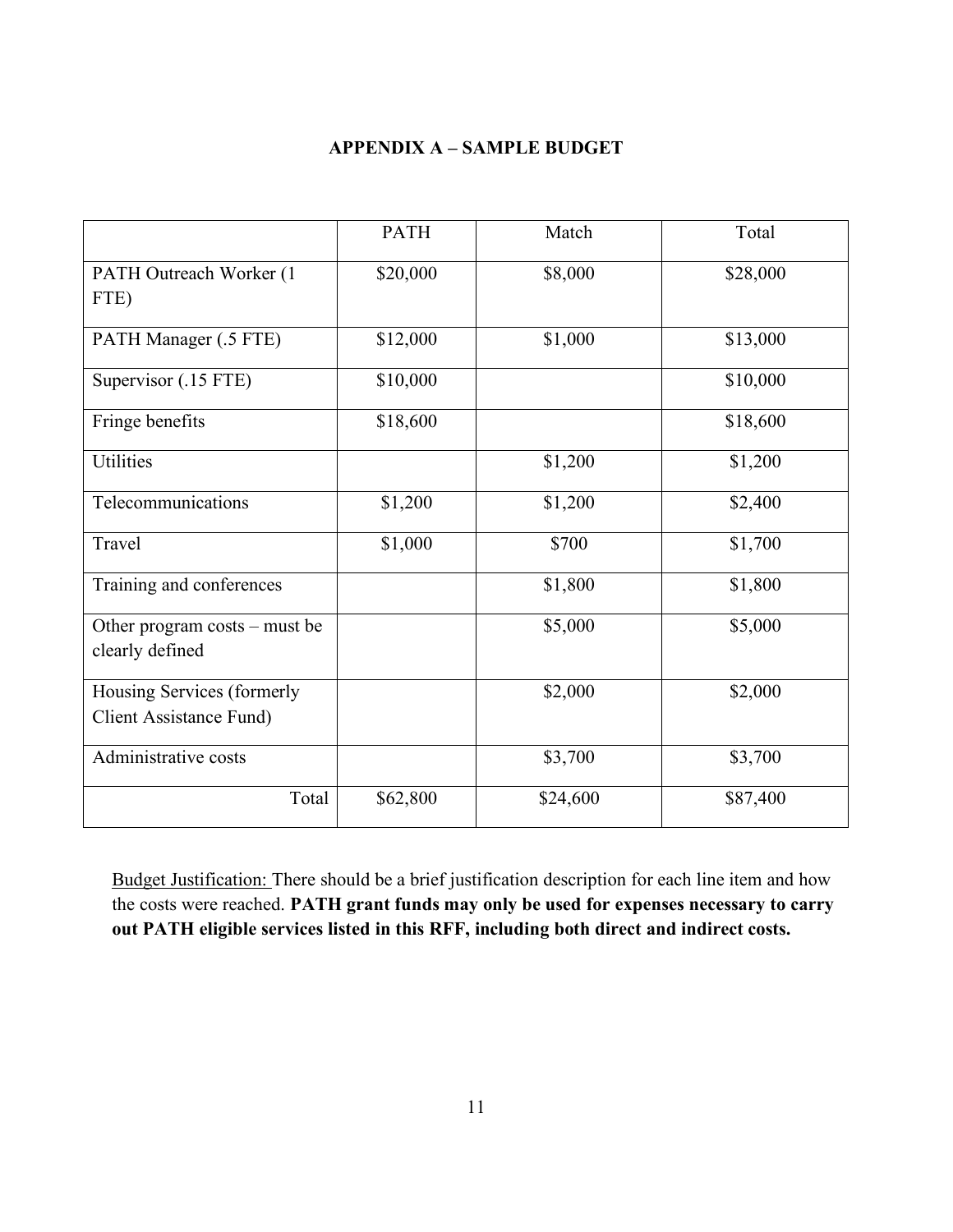## APPENDIX A – SAMPLE BUDGET

| | PATH | Match | Total |
|---|---|---|---|
| PATH Outreach Worker (1 FTE) | $20,000 | $8,000 | $28,000 |
| PATH Manager (.5 FTE) | $12,000 | $1,000 | $13,000 |
| Supervisor (.15 FTE) | $10,000 | | $10,000 |
| Fringe benefits | $18,600 | | $18,600 |
| Utilities | | $1,200 | $1,200 |
| Telecommunications | $1,200 | $1,200 | $2,400 |
| Travel | $1,000 | $700 | $1,700 |
| Training and conferences | | $1,800 | $1,800 |
| Other program costs – must be clearly defined | | $5,000 | $5,000 |
| Housing Services (formerly Client Assistance Fund) | | $2,000 | $2,000 |
| Administrative costs | | $3,700 | $3,700 |
| Total | $62,800 | $24,600 | $87,400 |

Budget Justification: There should be a brief justification description for each line item and how the costs were reached. **PATH grant funds may only be used for expenses necessary to carry out PATH eligible services listed in this RFF, including both direct and indirect costs.**